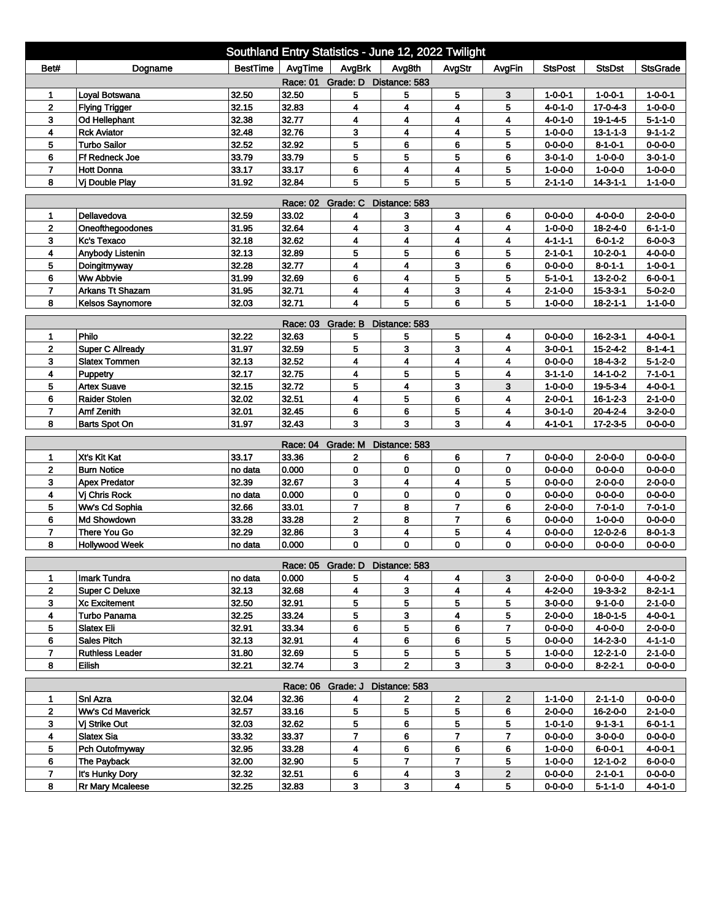# Southland Entry Statistics - June 12, 2022 Twilight

| Bet# | Dogname | BestTime | AvgTime | AvgBrk | Avg8th | AvgStr | AvgFin | StsPost | StsDst | StsGrade |
|---|---|---|---|---|---|---|---|---|---|---|
| Race: 01 Grade: D Distance: 583 | | | | | | | | | | |
| 1 | Loyal Botswana | 32.50 | 32.50 | 5 | 5 | 5 | 3 | 1-0-0-1 | 1-0-0-1 | 1-0-0-1 |
| 2 | Flying Trigger | 32.15 | 32.83 | 4 | 4 | 4 | 5 | 4-0-1-0 | 17-0-4-3 | 1-0-0-0 |
| 3 | Od Hellephant | 32.38 | 32.77 | 4 | 4 | 4 | 4 | 4-0-1-0 | 19-1-4-5 | 5-1-1-0 |
| 4 | Rck Aviator | 32.48 | 32.76 | 3 | 4 | 4 | 5 | 1-0-0-0 | 13-1-1-3 | 9-1-1-2 |
| 5 | Turbo Sailor | 32.52 | 32.92 | 5 | 6 | 6 | 5 | 0-0-0-0 | 8-1-0-1 | 0-0-0-0 |
| 6 | Ff Redneck Joe | 33.79 | 33.79 | 5 | 5 | 5 | 6 | 3-0-1-0 | 1-0-0-0 | 3-0-1-0 |
| 7 | Hott Donna | 33.17 | 33.17 | 6 | 4 | 4 | 5 | 1-0-0-0 | 1-0-0-0 | 1-0-0-0 |
| 8 | Vj Double Play | 31.92 | 32.84 | 5 | 5 | 5 | 5 | 2-1-1-0 | 14-3-1-1 | 1-1-0-0 |
| Race: 02 Grade: C Distance: 583 | | | | | | | | | | |
| 1 | Dellavedova | 32.59 | 33.02 | 4 | 3 | 3 | 6 | 0-0-0-0 | 4-0-0-0 | 2-0-0-0 |
| 2 | Oneofthegoodones | 31.95 | 32.64 | 4 | 3 | 4 | 4 | 1-0-0-0 | 18-2-4-0 | 6-1-1-0 |
| 3 | Kc's Texaco | 32.18 | 32.62 | 4 | 4 | 4 | 4 | 4-1-1-1 | 6-0-1-2 | 6-0-0-3 |
| 4 | Anybody Listenin | 32.13 | 32.89 | 5 | 5 | 6 | 5 | 2-1-0-1 | 10-2-0-1 | 4-0-0-0 |
| 5 | Doingitmyway | 32.28 | 32.77 | 4 | 4 | 3 | 6 | 0-0-0-0 | 8-0-1-1 | 1-0-0-1 |
| 6 | Ww Abbvie | 31.99 | 32.69 | 6 | 4 | 5 | 5 | 5-1-0-1 | 13-2-0-2 | 6-0-0-1 |
| 7 | Arkans Tt Shazam | 31.95 | 32.71 | 4 | 4 | 3 | 4 | 2-1-0-0 | 15-3-3-1 | 5-0-2-0 |
| 8 | Kelsos Saynomore | 32.03 | 32.71 | 4 | 5 | 6 | 5 | 1-0-0-0 | 18-2-1-1 | 1-1-0-0 |
| Race: 03 Grade: B Distance: 583 | | | | | | | | | | |
| 1 | Philo | 32.22 | 32.63 | 5 | 5 | 5 | 4 | 0-0-0-0 | 16-2-3-1 | 4-0-0-1 |
| 2 | Super C Allready | 31.97 | 32.59 | 5 | 3 | 3 | 4 | 3-0-0-1 | 15-2-4-2 | 8-1-4-1 |
| 3 | Slatex Tommen | 32.13 | 32.52 | 4 | 4 | 4 | 4 | 0-0-0-0 | 18-4-3-2 | 5-1-2-0 |
| 4 | Puppetry | 32.17 | 32.75 | 4 | 5 | 5 | 4 | 3-1-1-0 | 14-1-0-2 | 7-1-0-1 |
| 5 | Artex Suave | 32.15 | 32.72 | 5 | 4 | 3 | 3 | 1-0-0-0 | 19-5-3-4 | 4-0-0-1 |
| 6 | Raider Stolen | 32.02 | 32.51 | 4 | 5 | 6 | 4 | 2-0-0-1 | 16-1-2-3 | 2-1-0-0 |
| 7 | Amf Zenith | 32.01 | 32.45 | 6 | 6 | 5 | 4 | 3-0-1-0 | 20-4-2-4 | 3-2-0-0 |
| 8 | Barts Spot On | 31.97 | 32.43 | 3 | 3 | 3 | 4 | 4-1-0-1 | 17-2-3-5 | 0-0-0-0 |
| Race: 04 Grade: M Distance: 583 | | | | | | | | | | |
| 1 | Xt's Kit Kat | 33.17 | 33.36 | 2 | 6 | 6 | 7 | 0-0-0-0 | 2-0-0-0 | 0-0-0-0 |
| 2 | Burn Notice | no data | 0.000 | 0 | 0 | 0 | 0 | 0-0-0-0 | 0-0-0-0 | 0-0-0-0 |
| 3 | Apex Predator | 32.39 | 32.67 | 3 | 4 | 4 | 5 | 0-0-0-0 | 2-0-0-0 | 2-0-0-0 |
| 4 | Vj Chris Rock | no data | 0.000 | 0 | 0 | 0 | 0 | 0-0-0-0 | 0-0-0-0 | 0-0-0-0 |
| 5 | Ww's Cd Sophia | 32.66 | 33.01 | 7 | 8 | 7 | 6 | 2-0-0-0 | 7-0-1-0 | 7-0-1-0 |
| 6 | Md Showdown | 33.28 | 33.28 | 2 | 8 | 7 | 6 | 0-0-0-0 | 1-0-0-0 | 0-0-0-0 |
| 7 | There You Go | 32.29 | 32.86 | 3 | 4 | 5 | 4 | 0-0-0-0 | 12-0-2-6 | 8-0-1-3 |
| 8 | Hollywood Week | no data | 0.000 | 0 | 0 | 0 | 0 | 0-0-0-0 | 0-0-0-0 | 0-0-0-0 |
| Race: 05 Grade: D Distance: 583 | | | | | | | | | | |
| 1 | Imark Tundra | no data | 0.000 | 5 | 4 | 4 | 3 | 2-0-0-0 | 0-0-0-0 | 4-0-0-2 |
| 2 | Super C Deluxe | 32.13 | 32.68 | 4 | 3 | 4 | 4 | 4-2-0-0 | 19-3-3-2 | 8-2-1-1 |
| 3 | Xc Excitement | 32.50 | 32.91 | 5 | 5 | 5 | 5 | 3-0-0-0 | 9-1-0-0 | 2-1-0-0 |
| 4 | Turbo Panama | 32.25 | 33.24 | 5 | 3 | 4 | 5 | 2-0-0-0 | 18-0-1-5 | 4-0-0-1 |
| 5 | Slatex Eli | 32.91 | 33.34 | 6 | 5 | 6 | 7 | 0-0-0-0 | 4-0-0-0 | 2-0-0-0 |
| 6 | Sales Pitch | 32.13 | 32.91 | 4 | 6 | 6 | 5 | 0-0-0-0 | 14-2-3-0 | 4-1-1-0 |
| 7 | Ruthless Leader | 31.80 | 32.69 | 5 | 5 | 5 | 5 | 1-0-0-0 | 12-2-1-0 | 2-1-0-0 |
| 8 | Eilish | 32.21 | 32.74 | 3 | 2 | 3 | 3 | 0-0-0-0 | 8-2-2-1 | 0-0-0-0 |
| Race: 06 Grade: J Distance: 583 | | | | | | | | | | |
| 1 | Snl Azra | 32.04 | 32.36 | 4 | 2 | 2 | 2 | 1-1-0-0 | 2-1-1-0 | 0-0-0-0 |
| 2 | Ww's Cd Maverick | 32.57 | 33.16 | 5 | 5 | 5 | 6 | 2-0-0-0 | 16-2-0-0 | 2-1-0-0 |
| 3 | Vj Strike Out | 32.03 | 32.62 | 5 | 6 | 5 | 5 | 1-0-1-0 | 9-1-3-1 | 6-0-1-1 |
| 4 | Slatex Sia | 33.32 | 33.37 | 7 | 6 | 7 | 7 | 0-0-0-0 | 3-0-0-0 | 0-0-0-0 |
| 5 | Pch Outofmyway | 32.95 | 33.28 | 4 | 6 | 6 | 6 | 1-0-0-0 | 6-0-0-1 | 4-0-0-1 |
| 6 | The Payback | 32.00 | 32.90 | 5 | 7 | 7 | 5 | 1-0-0-0 | 12-1-0-2 | 6-0-0-0 |
| 7 | It's Hunky Dory | 32.32 | 32.51 | 6 | 4 | 3 | 2 | 0-0-0-0 | 2-1-0-1 | 0-0-0-0 |
| 8 | Rr Mary Mcaleese | 32.25 | 32.83 | 3 | 3 | 4 | 5 | 0-0-0-0 | 5-1-1-0 | 4-0-1-0 |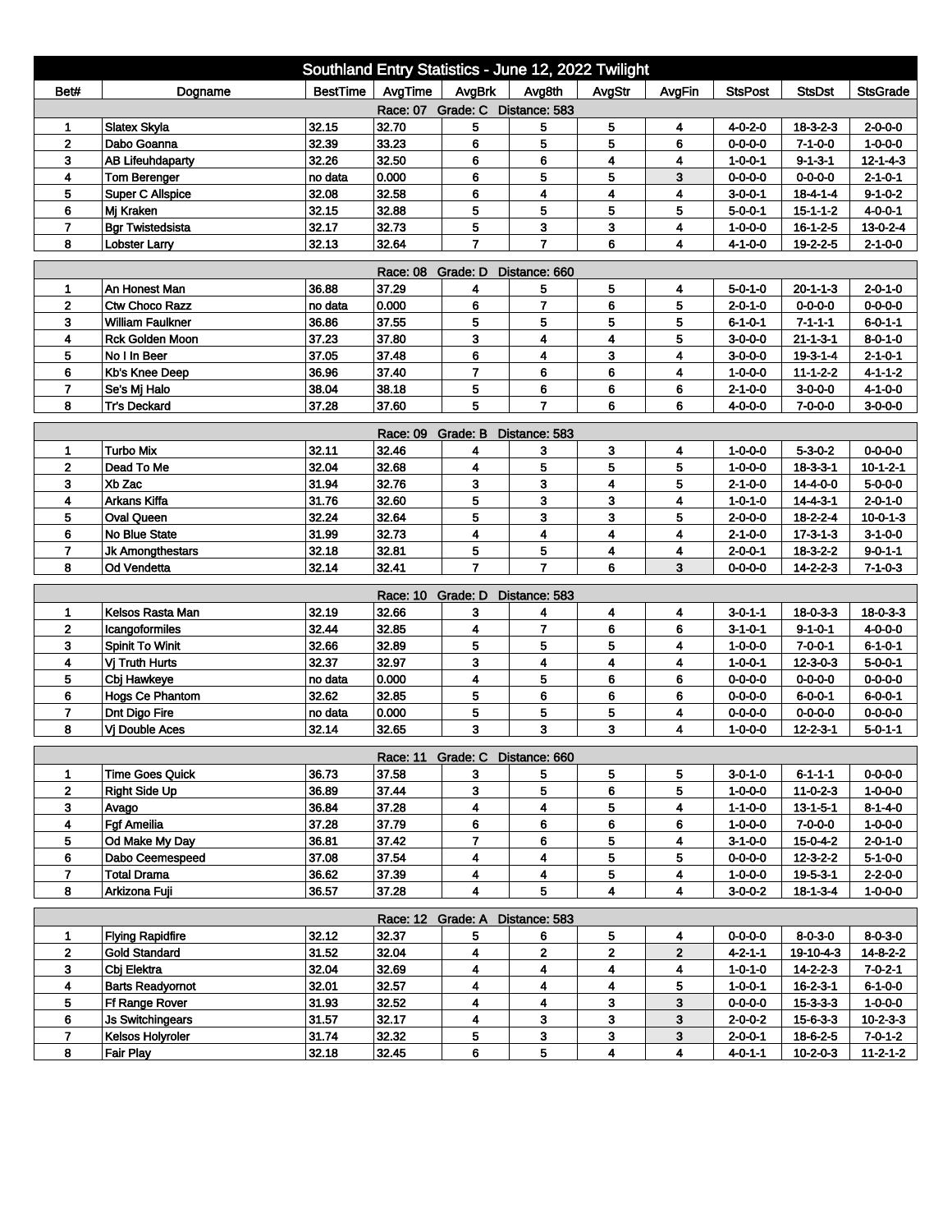# Southland Entry Statistics - June 12, 2022 Twilight

| Bet# | Dogname | BestTime | AvgTime | AvgBrk | Avg8th | AvgStr | AvgFin | StsPost | StsDst | StsGrade |
|---|---|---|---|---|---|---|---|---|---|---|
| **Race: 07 Grade: C Distance: 583** | | | | | | | | | | |
| 1 | Slatex Skyla | 32.15 | 32.70 | 5 | 5 | 5 | 4 | 4-0-2-0 | 18-3-2-3 | 2-0-0-0 |
| 2 | Dabo Goanna | 32.39 | 33.23 | 6 | 5 | 5 | 6 | 0-0-0-0 | 7-1-0-0 | 1-0-0-0 |
| 3 | AB Lifeuhdaparty | 32.26 | 32.50 | 6 | 6 | 4 | 4 | 1-0-0-1 | 9-1-3-1 | 12-1-4-3 |
| 4 | Tom Berenger | no data | 0.000 | 6 | 5 | 5 | 3 | 0-0-0-0 | 0-0-0-0 | 2-1-0-1 |
| 5 | Super C Allspice | 32.08 | 32.58 | 6 | 4 | 4 | 4 | 3-0-0-1 | 18-4-1-4 | 9-1-0-2 |
| 6 | Mj Kraken | 32.15 | 32.88 | 5 | 5 | 5 | 5 | 5-0-0-1 | 15-1-1-2 | 4-0-0-1 |
| 7 | Bgr Twistedsista | 32.17 | 32.73 | 5 | 3 | 3 | 4 | 1-0-0-0 | 16-1-2-5 | 13-0-2-4 |
| 8 | Lobster Larry | 32.13 | 32.64 | 7 | 7 | 6 | 4 | 4-1-0-0 | 19-2-2-5 | 2-1-0-0 |
| **Race: 08 Grade: D Distance: 660** | | | | | | | | | | |
| 1 | An Honest Man | 36.88 | 37.29 | 4 | 5 | 5 | 4 | 5-0-1-0 | 20-1-1-3 | 2-0-1-0 |
| 2 | Ctw Choco Razz | no data | 0.000 | 6 | 7 | 6 | 5 | 2-0-1-0 | 0-0-0-0 | 0-0-0-0 |
| 3 | William Faulkner | 36.86 | 37.55 | 5 | 5 | 5 | 5 | 6-1-0-1 | 7-1-1-1 | 6-0-1-1 |
| 4 | Rck Golden Moon | 37.23 | 37.80 | 3 | 4 | 4 | 5 | 3-0-0-0 | 21-1-3-1 | 8-0-1-0 |
| 5 | No I In Beer | 37.05 | 37.48 | 6 | 4 | 3 | 4 | 3-0-0-0 | 19-3-1-4 | 2-1-0-1 |
| 6 | Kb's Knee Deep | 36.96 | 37.40 | 7 | 6 | 6 | 4 | 1-0-0-0 | 11-1-2-2 | 4-1-1-2 |
| 7 | Se's Mj Halo | 38.04 | 38.18 | 5 | 6 | 6 | 6 | 2-1-0-0 | 3-0-0-0 | 4-1-0-0 |
| 8 | Tr's Deckard | 37.28 | 37.60 | 5 | 7 | 6 | 6 | 4-0-0-0 | 7-0-0-0 | 3-0-0-0 |
| **Race: 09 Grade: B Distance: 583** | | | | | | | | | | |
| 1 | Turbo Mix | 32.11 | 32.46 | 4 | 3 | 3 | 4 | 1-0-0-0 | 5-3-0-2 | 0-0-0-0 |
| 2 | Dead To Me | 32.04 | 32.68 | 4 | 5 | 5 | 5 | 1-0-0-0 | 18-3-3-1 | 10-1-2-1 |
| 3 | Xb Zac | 31.94 | 32.76 | 3 | 3 | 4 | 5 | 2-1-0-0 | 14-4-0-0 | 5-0-0-0 |
| 4 | Arkans Kiffa | 31.76 | 32.60 | 5 | 3 | 3 | 4 | 1-0-1-0 | 14-4-3-1 | 2-0-1-0 |
| 5 | Oval Queen | 32.24 | 32.64 | 5 | 3 | 3 | 5 | 2-0-0-0 | 18-2-2-4 | 10-0-1-3 |
| 6 | No Blue State | 31.99 | 32.73 | 4 | 4 | 4 | 4 | 2-1-0-0 | 17-3-1-3 | 3-1-0-0 |
| 7 | Jk Amongthestars | 32.18 | 32.81 | 5 | 5 | 4 | 4 | 2-0-0-1 | 18-3-2-2 | 9-0-1-1 |
| 8 | Od Vendetta | 32.14 | 32.41 | 7 | 7 | 6 | 3 | 0-0-0-0 | 14-2-2-3 | 7-1-0-3 |
| **Race: 10 Grade: D Distance: 583** | | | | | | | | | | |
| 1 | Kelsos Rasta Man | 32.19 | 32.66 | 3 | 4 | 4 | 4 | 3-0-1-1 | 18-0-3-3 | 18-0-3-3 |
| 2 | Icangoformiles | 32.44 | 32.85 | 4 | 7 | 6 | 6 | 3-1-0-1 | 9-1-0-1 | 4-0-0-0 |
| 3 | Spinit To Winit | 32.66 | 32.89 | 5 | 5 | 5 | 4 | 1-0-0-0 | 7-0-0-1 | 6-1-0-1 |
| 4 | Vj Truth Hurts | 32.37 | 32.97 | 3 | 4 | 4 | 4 | 1-0-0-1 | 12-3-0-3 | 5-0-0-1 |
| 5 | Cbj Hawkeye | no data | 0.000 | 4 | 5 | 6 | 6 | 0-0-0-0 | 0-0-0-0 | 0-0-0-0 |
| 6 | Hogs Ce Phantom | 32.62 | 32.85 | 5 | 6 | 6 | 6 | 0-0-0-0 | 6-0-0-1 | 6-0-0-1 |
| 7 | Dnt Digo Fire | no data | 0.000 | 5 | 5 | 5 | 4 | 0-0-0-0 | 0-0-0-0 | 0-0-0-0 |
| 8 | Vj Double Aces | 32.14 | 32.65 | 3 | 3 | 3 | 4 | 1-0-0-0 | 12-2-3-1 | 5-0-1-1 |
| **Race: 11 Grade: C Distance: 660** | | | | | | | | | | |
| 1 | Time Goes Quick | 36.73 | 37.58 | 3 | 5 | 5 | 5 | 3-0-1-0 | 6-1-1-1 | 0-0-0-0 |
| 2 | Right Side Up | 36.89 | 37.44 | 3 | 5 | 6 | 5 | 1-0-0-0 | 11-0-2-3 | 1-0-0-0 |
| 3 | Avago | 36.84 | 37.28 | 4 | 4 | 5 | 4 | 1-1-0-0 | 13-1-5-1 | 8-1-4-0 |
| 4 | Fgf Ameilia | 37.28 | 37.79 | 6 | 6 | 6 | 6 | 1-0-0-0 | 7-0-0-0 | 1-0-0-0 |
| 5 | Od Make My Day | 36.81 | 37.42 | 7 | 6 | 5 | 4 | 3-1-0-0 | 15-0-4-2 | 2-0-1-0 |
| 6 | Dabo Ceemespeed | 37.08 | 37.54 | 4 | 4 | 5 | 5 | 0-0-0-0 | 12-3-2-2 | 5-1-0-0 |
| 7 | Total Drama | 36.62 | 37.39 | 4 | 4 | 5 | 4 | 1-0-0-0 | 19-5-3-1 | 2-2-0-0 |
| 8 | Arkizona Fuji | 36.57 | 37.28 | 4 | 5 | 4 | 4 | 3-0-0-2 | 18-1-3-4 | 1-0-0-0 |
| **Race: 12 Grade: A Distance: 583** | | | | | | | | | | |
| 1 | Flying Rapidfire | 32.12 | 32.37 | 5 | 6 | 5 | 4 | 0-0-0-0 | 8-0-3-0 | 8-0-3-0 |
| 2 | Gold Standard | 31.52 | 32.04 | 4 | 2 | 2 | 2 | 4-2-1-1 | 19-10-4-3 | 14-8-2-2 |
| 3 | Cbj Elektra | 32.04 | 32.69 | 4 | 4 | 4 | 4 | 1-0-1-0 | 14-2-2-3 | 7-0-2-1 |
| 4 | Barts Readyornot | 32.01 | 32.57 | 4 | 4 | 4 | 5 | 1-0-0-1 | 16-2-3-1 | 6-1-0-0 |
| 5 | Ff Range Rover | 31.93 | 32.52 | 4 | 4 | 3 | 3 | 0-0-0-0 | 15-3-3-3 | 1-0-0-0 |
| 6 | Js Switchingears | 31.57 | 32.17 | 4 | 3 | 3 | 3 | 2-0-0-2 | 15-6-3-3 | 10-2-3-3 |
| 7 | Kelsos Holyroler | 31.74 | 32.32 | 5 | 3 | 3 | 3 | 2-0-0-1 | 18-6-2-5 | 7-0-1-2 |
| 8 | Fair Play | 32.18 | 32.45 | 6 | 5 | 4 | 4 | 4-0-1-1 | 10-2-0-3 | 11-2-1-2 |